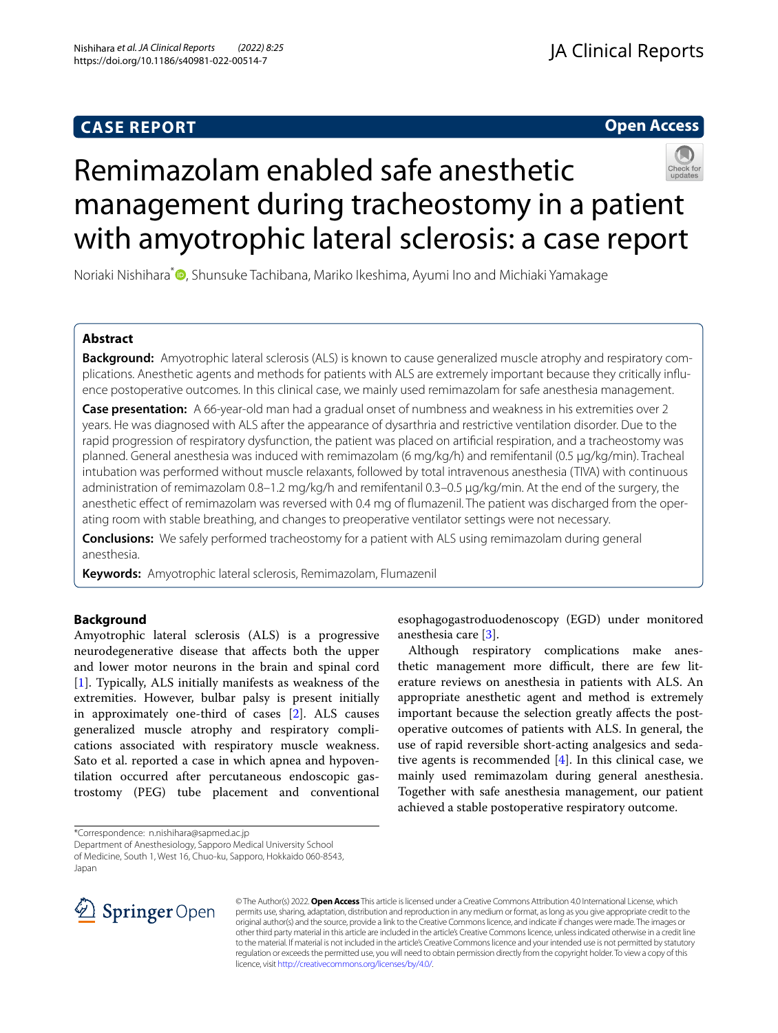CASE REPORT

Open Access

# Remimazolam enabled safe anesthetic management during tracheostomy in a patient with amyotrophic lateral sclerosis: a case report

Noriaki Nishihara*, Shunsuke Tachibana, Mariko Ikeshima, Ayumi Ino and Michiaki Yamakage

## Abstract

**Background:** Amyotrophic lateral sclerosis (ALS) is known to cause generalized muscle atrophy and respiratory complications. Anesthetic agents and methods for patients with ALS are extremely important because they critically influence postoperative outcomes. In this clinical case, we mainly used remimazolam for safe anesthesia management.

**Case presentation:** A 66-year-old man had a gradual onset of numbness and weakness in his extremities over 2 years. He was diagnosed with ALS after the appearance of dysarthria and restrictive ventilation disorder. Due to the rapid progression of respiratory dysfunction, the patient was placed on artificial respiration, and a tracheostomy was planned. General anesthesia was induced with remimazolam (6 mg/kg/h) and remifentanil (0.5 μg/kg/min). Tracheal intubation was performed without muscle relaxants, followed by total intravenous anesthesia (TIVA) with continuous administration of remimazolam 0.8–1.2 mg/kg/h and remifentanil 0.3–0.5 μg/kg/min. At the end of the surgery, the anesthetic effect of remimazolam was reversed with 0.4 mg of flumazenil. The patient was discharged from the operating room with stable breathing, and changes to preoperative ventilator settings were not necessary.

**Conclusions:** We safely performed tracheostomy for a patient with ALS using remimazolam during general anesthesia.

**Keywords:** Amyotrophic lateral sclerosis, Remimazolam, Flumazenil

## Background

Amyotrophic lateral sclerosis (ALS) is a progressive neurodegenerative disease that affects both the upper and lower motor neurons in the brain and spinal cord [1]. Typically, ALS initially manifests as weakness of the extremities. However, bulbar palsy is present initially in approximately one-third of cases [2]. ALS causes generalized muscle atrophy and respiratory complications associated with respiratory muscle weakness. Sato et al. reported a case in which apnea and hypoventilation occurred after percutaneous endoscopic gastrostomy (PEG) tube placement and conventional esophagogastroduodenoscopy (EGD) under monitored anesthesia care [3].

Although respiratory complications make anesthetic management more difficult, there are few literature reviews on anesthesia in patients with ALS. An appropriate anesthetic agent and method is extremely important because the selection greatly affects the postoperative outcomes of patients with ALS. In general, the use of rapid reversible short-acting analgesics and sedative agents is recommended [4]. In this clinical case, we mainly used remimazolam during general anesthesia. Together with safe anesthesia management, our patient achieved a stable postoperative respiratory outcome.

*Correspondence: n.nishihara@sapmed.ac.jp
Department of Anesthesiology, Sapporo Medical University School of Medicine, South 1, West 16, Chuo-ku, Sapporo, Hokkaido 060-8543, Japan

© The Author(s) 2022. **Open Access** This article is licensed under a Creative Commons Attribution 4.0 International License, which permits use, sharing, adaptation, distribution and reproduction in any medium or format, as long as you give appropriate credit to the original author(s) and the source, provide a link to the Creative Commons licence, and indicate if changes were made. The images or other third party material in this article are included in the article's Creative Commons licence, unless indicated otherwise in a credit line to the material. If material is not included in the article's Creative Commons licence and your intended use is not permitted by statutory regulation or exceeds the permitted use, you will need to obtain permission directly from the copyright holder. To view a copy of this licence, visit http://creativecommons.org/licenses/by/4.0/.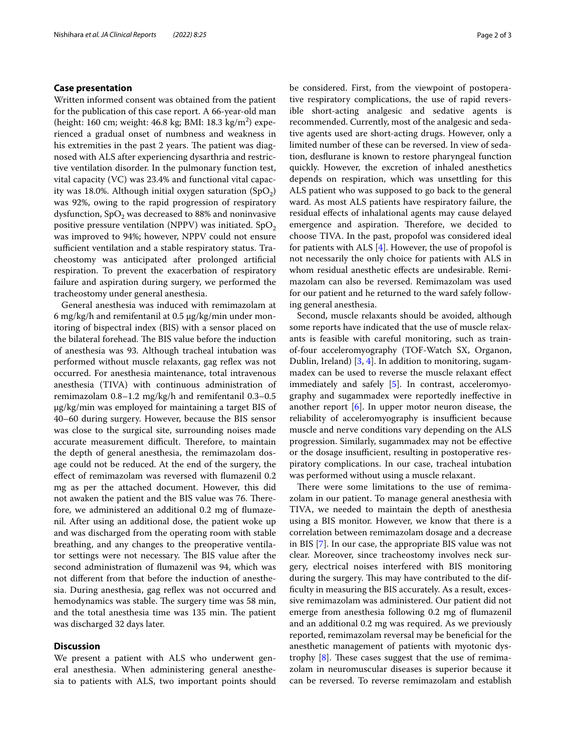## Case presentation

Written informed consent was obtained from the patient for the publication of this case report. A 66-year-old man (height: 160 cm; weight: 46.8 kg; BMI: 18.3 kg/m$^2$) experienced a gradual onset of numbness and weakness in his extremities in the past 2 years. The patient was diagnosed with ALS after experiencing dysarthria and restrictive ventilation disorder. In the pulmonary function test, vital capacity (VC) was 23.4% and functional vital capacity was 18.0%. Although initial oxygen saturation ($SpO_2$) was 92%, owing to the rapid progression of respiratory dysfunction, $SpO_2$ was decreased to 88% and noninvasive positive pressure ventilation (NPPV) was initiated. $SpO_2$ was improved to 94%; however, NPPV could not ensure sufficient ventilation and a stable respiratory status. Tracheostomy was anticipated after prolonged artificial respiration. To prevent the exacerbation of respiratory failure and aspiration during surgery, we performed the tracheostomy under general anesthesia.

General anesthesia was induced with remimazolam at 6 mg/kg/h and remifentanil at 0.5 μg/kg/min under monitoring of bispectral index (BIS) with a sensor placed on the bilateral forehead. The BIS value before the induction of anesthesia was 93. Although tracheal intubation was performed without muscle relaxants, gag reflex was not occurred. For anesthesia maintenance, total intravenous anesthesia (TIVA) with continuous administration of remimazolam 0.8–1.2 mg/kg/h and remifentanil 0.3–0.5 μg/kg/min was employed for maintaining a target BIS of 40–60 during surgery. However, because the BIS sensor was close to the surgical site, surrounding noises made accurate measurement difficult. Therefore, to maintain the depth of general anesthesia, the remimazolam dosage could not be reduced. At the end of the surgery, the effect of remimazolam was reversed with flumazenil 0.2 mg as per the attached document. However, this did not awaken the patient and the BIS value was 76. Therefore, we administered an additional 0.2 mg of flumazenil. After using an additional dose, the patient woke up and was discharged from the operating room with stable breathing, and any changes to the preoperative ventilator settings were not necessary. The BIS value after the second administration of flumazenil was 94, which was not different from that before the induction of anesthesia. During anesthesia, gag reflex was not occurred and hemodynamics was stable. The surgery time was 58 min, and the total anesthesia time was 135 min. The patient was discharged 32 days later.

## Discussion

We present a patient with ALS who underwent general anesthesia. When administering general anesthesia to patients with ALS, two important points should be considered. First, from the viewpoint of postoperative respiratory complications, the use of rapid reversible short-acting analgesic and sedative agents is recommended. Currently, most of the analgesic and sedative agents used are short-acting drugs. However, only a limited number of these can be reversed. In view of sedation, desflurane is known to restore pharyngeal function quickly. However, the excretion of inhaled anesthetics depends on respiration, which was unsettling for this ALS patient who was supposed to go back to the general ward. As most ALS patients have respiratory failure, the residual effects of inhalational agents may cause delayed emergence and aspiration. Therefore, we decided to choose TIVA. In the past, propofol was considered ideal for patients with ALS [4]. However, the use of propofol is not necessarily the only choice for patients with ALS in whom residual anesthetic effects are undesirable. Remimazolam can also be reversed. Remimazolam was used for our patient and he returned to the ward safely following general anesthesia.

Second, muscle relaxants should be avoided, although some reports have indicated that the use of muscle relaxants is feasible with careful monitoring, such as train-of-four acceleromyography (TOF-Watch SX, Organon, Dublin, Ireland) [3, 4]. In addition to monitoring, sugammadex can be used to reverse the muscle relaxant effect immediately and safely [5]. In contrast, acceleromyography and sugammadex were reportedly ineffective in another report [6]. In upper motor neuron disease, the reliability of acceleromyography is insufficient because muscle and nerve conditions vary depending on the ALS progression. Similarly, sugammadex may not be effective or the dosage insufficient, resulting in postoperative respiratory complications. In our case, tracheal intubation was performed without using a muscle relaxant.

There were some limitations to the use of remimazolam in our patient. To manage general anesthesia with TIVA, we needed to maintain the depth of anesthesia using a BIS monitor. However, we know that there is a correlation between remimazolam dosage and a decrease in BIS [7]. In our case, the appropriate BIS value was not clear. Moreover, since tracheostomy involves neck surgery, electrical noises interfered with BIS monitoring during the surgery. This may have contributed to the difficulty in measuring the BIS accurately. As a result, excessive remimazolam was administered. Our patient did not emerge from anesthesia following 0.2 mg of flumazenil and an additional 0.2 mg was required. As we previously reported, remimazolam reversal may be beneficial for the anesthetic management of patients with myotonic dystrophy [8]. These cases suggest that the use of remimazolam in neuromuscular diseases is superior because it can be reversed. To reverse remimazolam and establish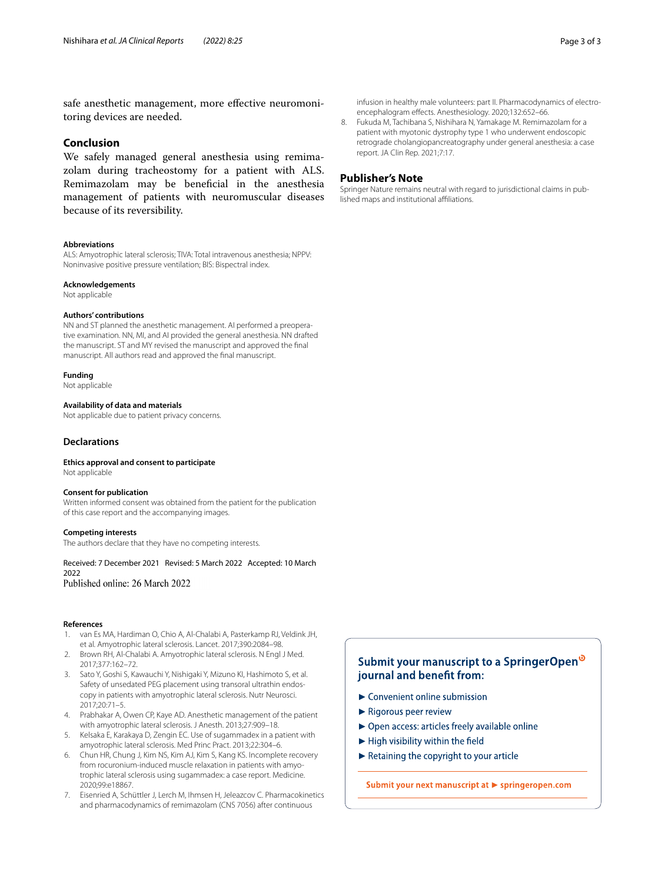safe anesthetic management, more effective neuromonitoring devices are needed.

## Conclusion

We safely managed general anesthesia using remimazolam during tracheostomy for a patient with ALS. Remimazolam may be beneficial in the anesthesia management of patients with neuromuscular diseases because of its reversibility.

#### Abbreviations

ALS: Amyotrophic lateral sclerosis; TIVA: Total intravenous anesthesia; NPPV: Noninvasive positive pressure ventilation; BIS: Bispectral index.

#### Acknowledgements

Not applicable

#### Authors' contributions

NN and ST planned the anesthetic management. AI performed a preoperative examination. NN, MI, and AI provided the general anesthesia. NN drafted the manuscript. ST and MY revised the manuscript and approved the final manuscript. All authors read and approved the final manuscript.

#### Funding

Not applicable

#### Availability of data and materials

Not applicable due to patient privacy concerns.

## Declarations

#### Ethics approval and consent to participate

Not applicable

#### Consent for publication

Written informed consent was obtained from the patient for the publication of this case report and the accompanying images.

#### Competing interests

The authors declare that they have no competing interests.

Received: 7 December 2021 Revised: 5 March 2022 Accepted: 10 March 2022
Published online: 26 March 2022

#### References

1. van Es MA, Hardiman O, Chio A, Al-Chalabi A, Pasterkamp RJ, Veldink JH, et al. Amyotrophic lateral sclerosis. Lancet. 2017;390:2084–98.
2. Brown RH, Al-Chalabi A. Amyotrophic lateral sclerosis. N Engl J Med. 2017;377:162–72.
3. Sato Y, Goshi S, Kawauchi Y, Nishigaki Y, Mizuno KI, Hashimoto S, et al. Safety of unsedated PEG placement using transoral ultrathin endoscopy in patients with amyotrophic lateral sclerosis. Nutr Neurosci. 2017;20:71–5.
4. Prabhakar A, Owen CP, Kaye AD. Anesthetic management of the patient with amyotrophic lateral sclerosis. J Anesth. 2013;27:909–18.
5. Kelsaka E, Karakaya D, Zengin EC. Use of sugammadex in a patient with amyotrophic lateral sclerosis. Med Princ Pract. 2013;22:304–6.
6. Chun HR, Chung J, Kim NS, Kim AJ, Kim S, Kang KS. Incomplete recovery from rocuronium-induced muscle relaxation in patients with amyotrophic lateral sclerosis using sugammadex: a case report. Medicine. 2020;99:e18867.
7. Eisenried A, Schüttler J, Lerch M, Ihmsen H, Jeleazcov C. Pharmacokinetics and pharmacodynamics of remimazolam (CNS 7056) after continuous infusion in healthy male volunteers: part II. Pharmacodynamics of electroencephalogram effects. Anesthesiology. 2020;132:652–66.
8. Fukuda M, Tachibana S, Nishihara N, Yamakage M. Remimazolam for a patient with myotonic dystrophy type 1 who underwent endoscopic retrograde cholangiopancreatography under general anesthesia: a case report. JA Clin Rep. 2021;7:17.

## Publisher's Note

Springer Nature remains neutral with regard to jurisdictional claims in published maps and institutional affiliations.

**Submit your manuscript to a SpringerOpen journal and benefit from:**

- ► Convenient online submission
- ► Rigorous peer review
- ► Open access: articles freely available online
- ► High visibility within the field
- ► Retaining the copyright to your article

**Submit your next manuscript at ► springeropen.com**